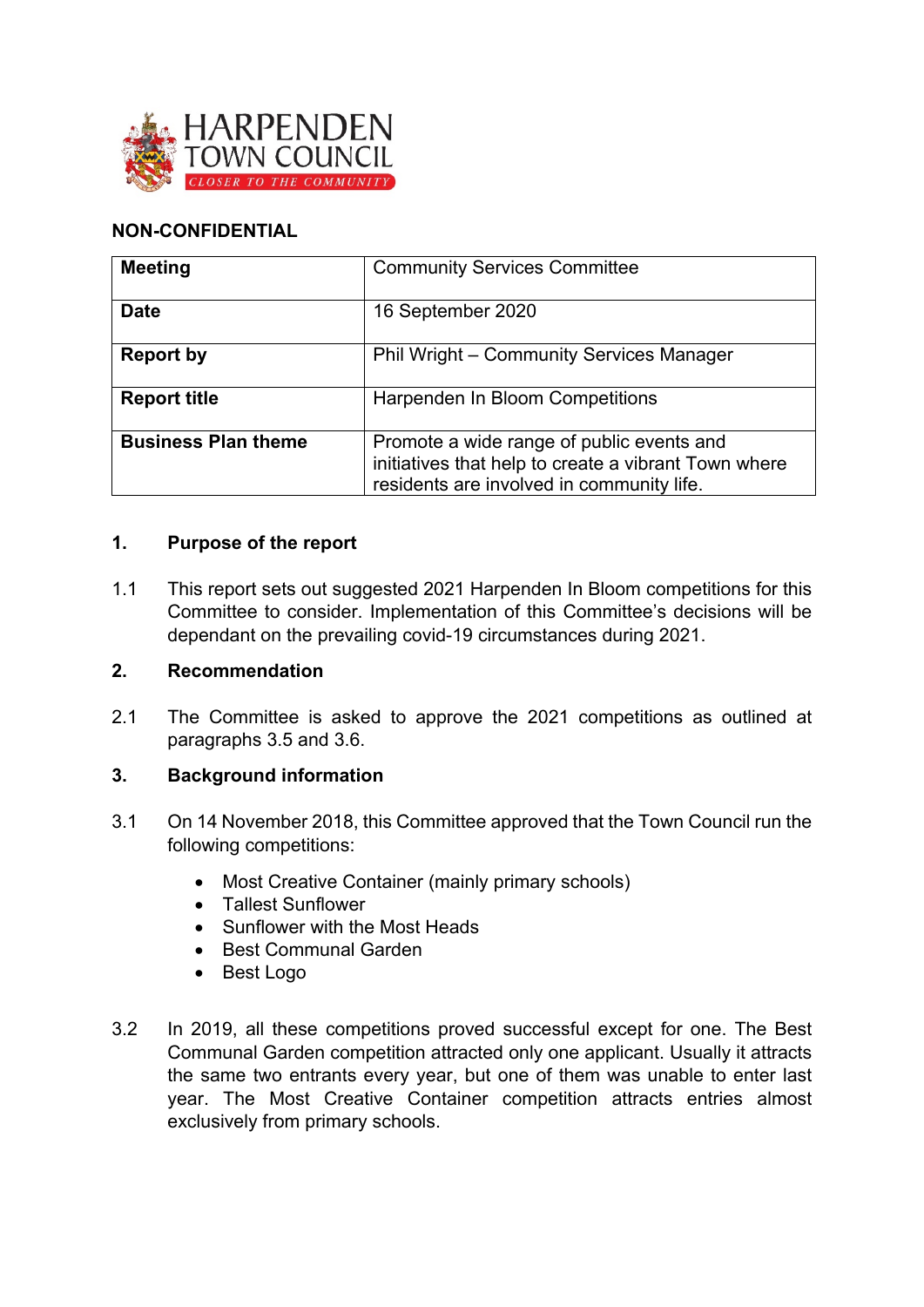HARPENDEN TOWN COUNCIL
CLOSER TO THE COMMUNITY

**NON-CONFIDENTIAL**

| **Meeting** | Community Services Committee |
|---|---|
| **Date** | 16 September 2020 |
| **Report by** | Phil Wright – Community Services Manager |
| **Report title** | Harpenden In Bloom Competitions |
| **Business Plan theme** | Promote a wide range of public events and initiatives that help to create a vibrant Town where residents are involved in community life. |

## 1. Purpose of the report

1.1 This report sets out suggested 2021 Harpenden In Bloom competitions for this Committee to consider. Implementation of this Committee's decisions will be dependant on the prevailing covid-19 circumstances during 2021.

## 2. Recommendation

2.1 The Committee is asked to approve the 2021 competitions as outlined at paragraphs 3.5 and 3.6.

## 3. Background information

3.1 On 14 November 2018, this Committee approved that the Town Council run the following competitions:

- Most Creative Container (mainly primary schools)
- Tallest Sunflower
- Sunflower with the Most Heads
- Best Communal Garden
- Best Logo

3.2 In 2019, all these competitions proved successful except for one. The Best Communal Garden competition attracted only one applicant. Usually it attracts the same two entrants every year, but one of them was unable to enter last year. The Most Creative Container competition attracts entries almost exclusively from primary schools.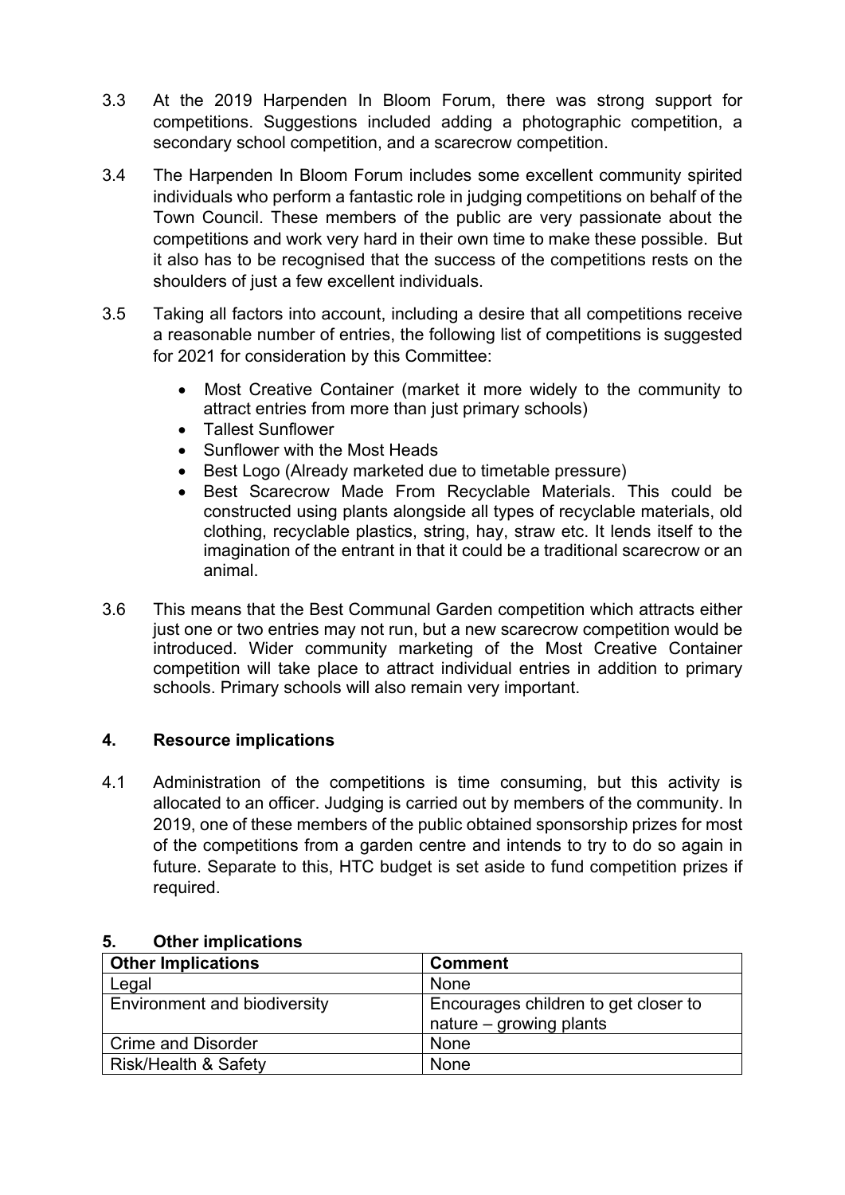3.3 At the 2019 Harpenden In Bloom Forum, there was strong support for competitions. Suggestions included adding a photographic competition, a secondary school competition, and a scarecrow competition.

3.4 The Harpenden In Bloom Forum includes some excellent community spirited individuals who perform a fantastic role in judging competitions on behalf of the Town Council. These members of the public are very passionate about the competitions and work very hard in their own time to make these possible. But it also has to be recognised that the success of the competitions rests on the shoulders of just a few excellent individuals.

3.5 Taking all factors into account, including a desire that all competitions receive a reasonable number of entries, the following list of competitions is suggested for 2021 for consideration by this Committee:

- Most Creative Container (market it more widely to the community to attract entries from more than just primary schools)
- Tallest Sunflower
- Sunflower with the Most Heads
- Best Logo (Already marketed due to timetable pressure)
- Best Scarecrow Made From Recyclable Materials. This could be constructed using plants alongside all types of recyclable materials, old clothing, recyclable plastics, string, hay, straw etc. It lends itself to the imagination of the entrant in that it could be a traditional scarecrow or an animal.

3.6 This means that the Best Communal Garden competition which attracts either just one or two entries may not run, but a new scarecrow competition would be introduced. Wider community marketing of the Most Creative Container competition will take place to attract individual entries in addition to primary schools. Primary schools will also remain very important.

## 4. Resource implications

4.1 Administration of the competitions is time consuming, but this activity is allocated to an officer. Judging is carried out by members of the community. In 2019, one of these members of the public obtained sponsorship prizes for most of the competitions from a garden centre and intends to try to do so again in future. Separate to this, HTC budget is set aside to fund competition prizes if required.

## 5. Other implications

| Other Implications | Comment |
|---|---|
| Legal | None |
| Environment and biodiversity | Encourages children to get closer to nature – growing plants |
| Crime and Disorder | None |
| Risk/Health & Safety | None |